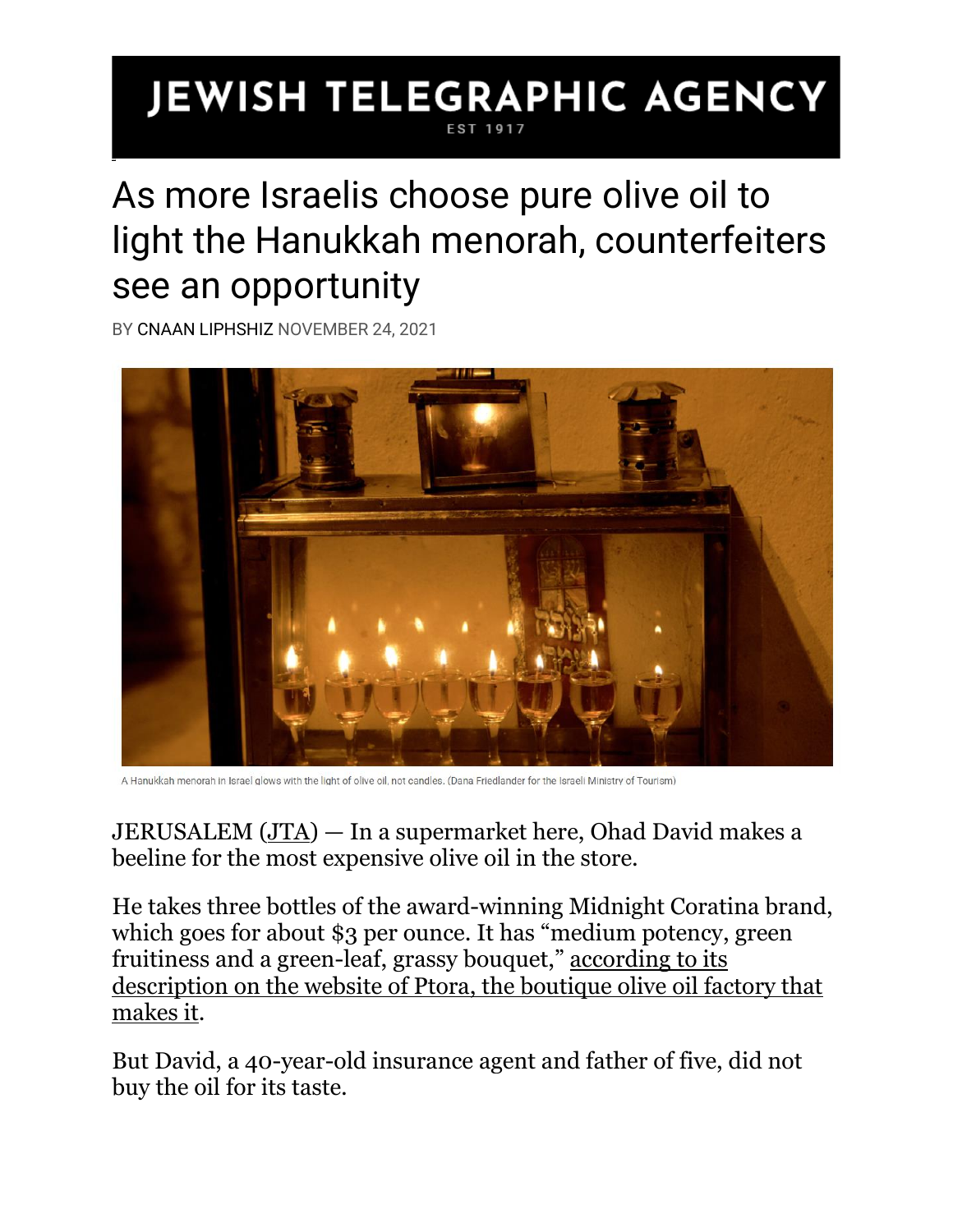# JEWISH TELEGRAPHIC AGENCY

EST 1917

# As more Israelis choose pure olive oil to light the Hanukkah menorah, counterfeiters see an opportunity

BY CNAAN LIPHSHIZ NOVEMBER 24, 2021

A Hanukkah menorah in Israel glows with the light of olive oil, not candles. (Dana Friedlander for the Israeli Ministry of Tourism)

JERUSALEM (JTA) — In a supermarket here, Ohad David makes a beeline for the most expensive olive oil in the store.

He takes three bottles of the award-winning Midnight Coratina brand, which goes for about $3 per ounce. It has "medium potency, green fruitiness and a green-leaf, grassy bouquet," according to its description on the website of Ptora, the boutique olive oil factory that makes it.

But David, a 40-year-old insurance agent and father of five, did not buy the oil for its taste.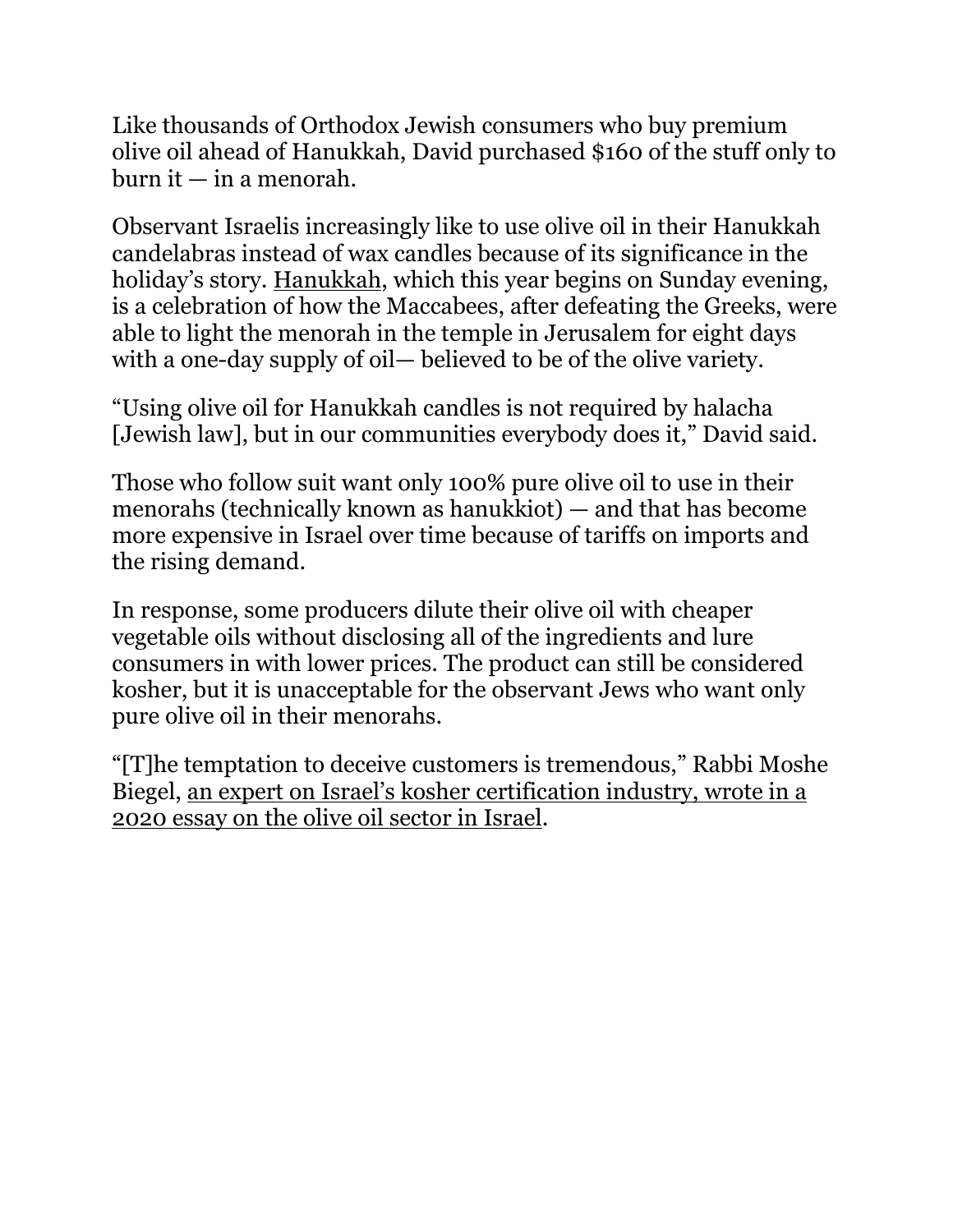Like thousands of Orthodox Jewish consumers who buy premium olive oil ahead of Hanukkah, David purchased $160 of the stuff only to burn it — in a menorah.

Observant Israelis increasingly like to use olive oil in their Hanukkah candelabras instead of wax candles because of its significance in the holiday's story. Hanukkah, which this year begins on Sunday evening, is a celebration of how the Maccabees, after defeating the Greeks, were able to light the menorah in the temple in Jerusalem for eight days with a one-day supply of oil— believed to be of the olive variety.

"Using olive oil for Hanukkah candles is not required by halacha [Jewish law], but in our communities everybody does it," David said.

Those who follow suit want only 100% pure olive oil to use in their menorahs (technically known as hanukkiot) — and that has become more expensive in Israel over time because of tariffs on imports and the rising demand.

In response, some producers dilute their olive oil with cheaper vegetable oils without disclosing all of the ingredients and lure consumers in with lower prices. The product can still be considered kosher, but it is unacceptable for the observant Jews who want only pure olive oil in their menorahs.

"[T]he temptation to deceive customers is tremendous," Rabbi Moshe Biegel, an expert on Israel's kosher certification industry, wrote in a 2020 essay on the olive oil sector in Israel.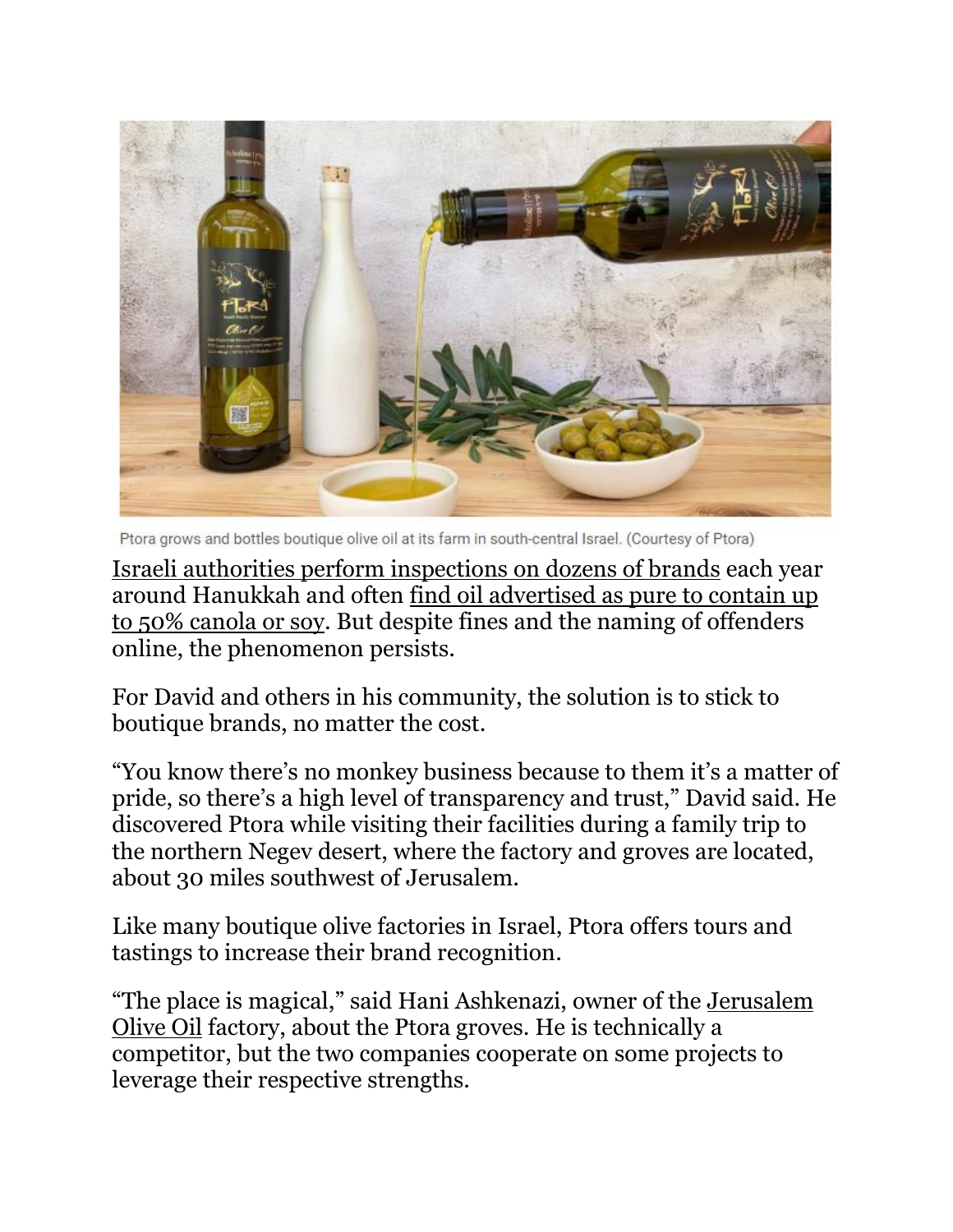Ptora grows and bottles boutique olive oil at its farm in south-central Israel. (Courtesy of Ptora)

Israeli authorities perform inspections on dozens of brands each year around Hanukkah and often find oil advertised as pure to contain up to 50% canola or soy. But despite fines and the naming of offenders online, the phenomenon persists.

For David and others in his community, the solution is to stick to boutique brands, no matter the cost.

"You know there's no monkey business because to them it's a matter of pride, so there's a high level of transparency and trust," David said. He discovered Ptora while visiting their facilities during a family trip to the northern Negev desert, where the factory and groves are located, about 30 miles southwest of Jerusalem.

Like many boutique olive factories in Israel, Ptora offers tours and tastings to increase their brand recognition.

"The place is magical," said Hani Ashkenazi, owner of the Jerusalem Olive Oil factory, about the Ptora groves. He is technically a competitor, but the two companies cooperate on some projects to leverage their respective strengths.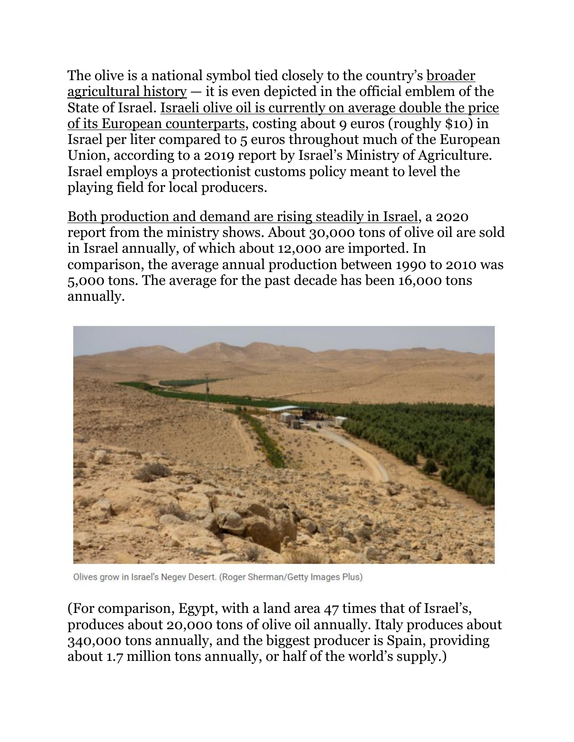The olive is a national symbol tied closely to the country's broader agricultural history — it is even depicted in the official emblem of the State of Israel. Israeli olive oil is currently on average double the price of its European counterparts, costing about 9 euros (roughly $10) in Israel per liter compared to 5 euros throughout much of the European Union, according to a 2019 report by Israel's Ministry of Agriculture. Israel employs a protectionist customs policy meant to level the playing field for local producers.

Both production and demand are rising steadily in Israel, a 2020 report from the ministry shows. About 30,000 tons of olive oil are sold in Israel annually, of which about 12,000 are imported. In comparison, the average annual production between 1990 to 2010 was 5,000 tons. The average for the past decade has been 16,000 tons annually.

Olives grow in Israel's Negev Desert. (Roger Sherman/Getty Images Plus)

(For comparison, Egypt, with a land area 47 times that of Israel's, produces about 20,000 tons of olive oil annually. Italy produces about 340,000 tons annually, and the biggest producer is Spain, providing about 1.7 million tons annually, or half of the world's supply.)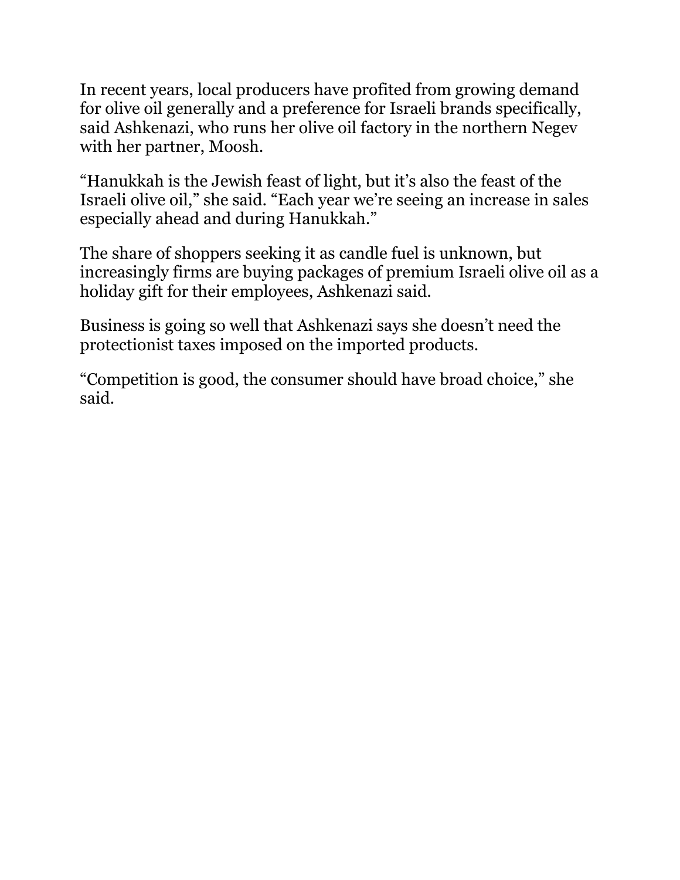In recent years, local producers have profited from growing demand for olive oil generally and a preference for Israeli brands specifically, said Ashkenazi, who runs her olive oil factory in the northern Negev with her partner, Moosh.

“Hanukkah is the Jewish feast of light, but it’s also the feast of the Israeli olive oil,” she said. “Each year we’re seeing an increase in sales especially ahead and during Hanukkah.”

The share of shoppers seeking it as candle fuel is unknown, but increasingly firms are buying packages of premium Israeli olive oil as a holiday gift for their employees, Ashkenazi said.

Business is going so well that Ashkenazi says she doesn’t need the protectionist taxes imposed on the imported products.

“Competition is good, the consumer should have broad choice,” she said.